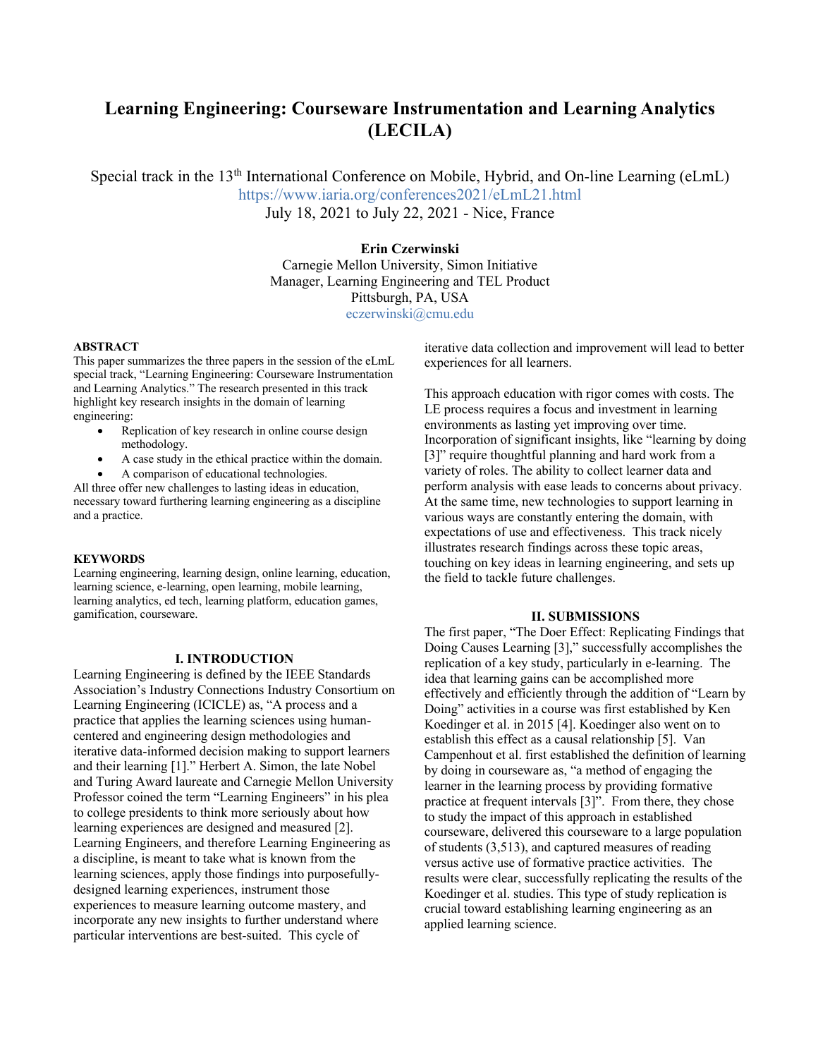# Learning Engineering: Courseware Instrumentation and Learning Analytics (LECILA)

Special track in the 13th International Conference on Mobile, Hybrid, and On-line Learning (eLmL)
https://www.iaria.org/conferences2021/eLmL21.html
July 18, 2021 to July 22, 2021 - Nice, France

**Erin Czerwinski**
Carnegie Mellon University, Simon Initiative
Manager, Learning Engineering and TEL Product
Pittsburgh, PA, USA
eczerwinski@cmu.edu

**ABSTRACT**

This paper summarizes the three papers in the session of the eLmL special track, "Learning Engineering: Courseware Instrumentation and Learning Analytics." The research presented in this track highlight key research insights in the domain of learning engineering:

- Replication of key research in online course design methodology.
- A case study in the ethical practice within the domain.
- A comparison of educational technologies.

All three offer new challenges to lasting ideas in education, necessary toward furthering learning engineering as a discipline and a practice.

**KEYWORDS**

Learning engineering, learning design, online learning, education, learning science, e-learning, open learning, mobile learning, learning analytics, ed tech, learning platform, education games, gamification, courseware.

## I. INTRODUCTION

Learning Engineering is defined by the IEEE Standards Association's Industry Connections Industry Consortium on Learning Engineering (ICICLE) as, "A process and a practice that applies the learning sciences using human-centered and engineering design methodologies and iterative data-informed decision making to support learners and their learning [1]." Herbert A. Simon, the late Nobel and Turing Award laureate and Carnegie Mellon University Professor coined the term "Learning Engineers" in his plea to college presidents to think more seriously about how learning experiences are designed and measured [2]. Learning Engineers, and therefore Learning Engineering as a discipline, is meant to take what is known from the learning sciences, apply those findings into purposefully-designed learning experiences, instrument those experiences to measure learning outcome mastery, and incorporate any new insights to further understand where particular interventions are best-suited. This cycle of iterative data collection and improvement will lead to better experiences for all learners.

This approach education with rigor comes with costs. The LE process requires a focus and investment in learning environments as lasting yet improving over time. Incorporation of significant insights, like "learning by doing [3]" require thoughtful planning and hard work from a variety of roles. The ability to collect learner data and perform analysis with ease leads to concerns about privacy. At the same time, new technologies to support learning in various ways are constantly entering the domain, with expectations of use and effectiveness. This track nicely illustrates research findings across these topic areas, touching on key ideas in learning engineering, and sets up the field to tackle future challenges.

## II. SUBMISSIONS

The first paper, "The Doer Effect: Replicating Findings that Doing Causes Learning [3]," successfully accomplishes the replication of a key study, particularly in e-learning. The idea that learning gains can be accomplished more effectively and efficiently through the addition of "Learn by Doing" activities in a course was first established by Ken Koedinger et al. in 2015 [4]. Koedinger also went on to establish this effect as a causal relationship [5]. Van Campenhout et al. first established the definition of learning by doing in courseware as, "a method of engaging the learner in the learning process by providing formative practice at frequent intervals [3]". From there, they chose to study the impact of this approach in established courseware, delivered this courseware to a large population of students (3,513), and captured measures of reading versus active use of formative practice activities. The results were clear, successfully replicating the results of the Koedinger et al. studies. This type of study replication is crucial toward establishing learning engineering as an applied learning science.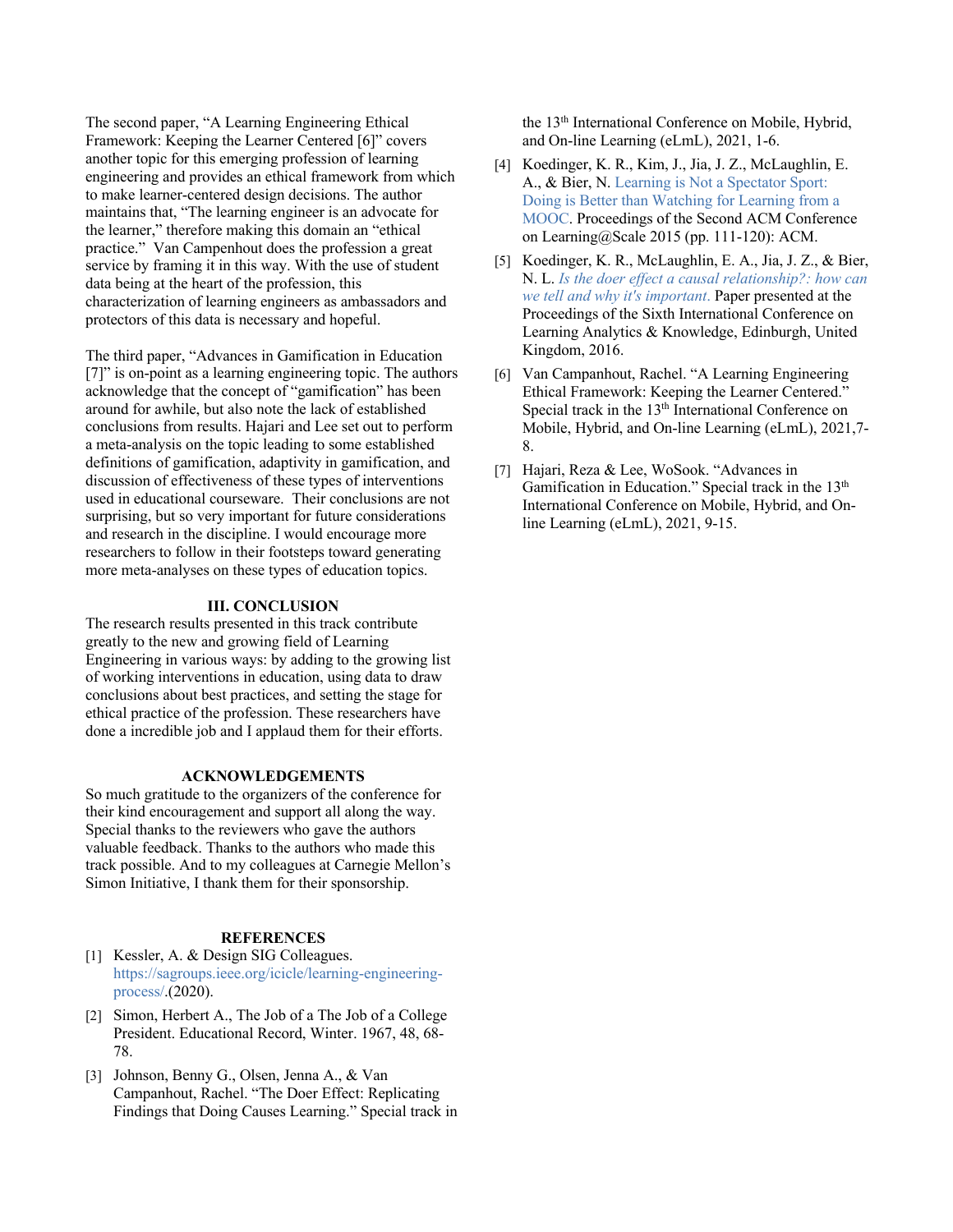The second paper, "A Learning Engineering Ethical Framework: Keeping the Learner Centered [6]" covers another topic for this emerging profession of learning engineering and provides an ethical framework from which to make learner-centered design decisions. The author maintains that, "The learning engineer is an advocate for the learner," therefore making this domain an "ethical practice." Van Campenhout does the profession a great service by framing it in this way. With the use of student data being at the heart of the profession, this characterization of learning engineers as ambassadors and protectors of this data is necessary and hopeful.

The third paper, "Advances in Gamification in Education [7]" is on-point as a learning engineering topic. The authors acknowledge that the concept of "gamification" has been around for awhile, but also note the lack of established conclusions from results. Hajari and Lee set out to perform a meta-analysis on the topic leading to some established definitions of gamification, adaptivity in gamification, and discussion of effectiveness of these types of interventions used in educational courseware. Their conclusions are not surprising, but so very important for future considerations and research in the discipline. I would encourage more researchers to follow in their footsteps toward generating more meta-analyses on these types of education topics.

## III. CONCLUSION

The research results presented in this track contribute greatly to the new and growing field of Learning Engineering in various ways: by adding to the growing list of working interventions in education, using data to draw conclusions about best practices, and setting the stage for ethical practice of the profession. These researchers have done a incredible job and I applaud them for their efforts.

## ACKNOWLEDGEMENTS

So much gratitude to the organizers of the conference for their kind encouragement and support all along the way. Special thanks to the reviewers who gave the authors valuable feedback. Thanks to the authors who made this track possible. And to my colleagues at Carnegie Mellon's Simon Initiative, I thank them for their sponsorship.

## REFERENCES

[1] Kessler, A. & Design SIG Colleagues. https://sagroups.ieee.org/icicle/learning-engineering-process/.(2020).

[2] Simon, Herbert A., The Job of a The Job of a College President. Educational Record, Winter. 1967, 48, 68-78.

[3] Johnson, Benny G., Olsen, Jenna A., & Van Campanhout, Rachel. "The Doer Effect: Replicating Findings that Doing Causes Learning." Special track in the 13th International Conference on Mobile, Hybrid, and On-line Learning (eLmL), 2021, 1-6.

[4] Koedinger, K. R., Kim, J., Jia, J. Z., McLaughlin, E. A., & Bier, N. Learning is Not a Spectator Sport: Doing is Better than Watching for Learning from a MOOC. Proceedings of the Second ACM Conference on Learning@Scale 2015 (pp. 111-120): ACM.

[5] Koedinger, K. R., McLaughlin, E. A., Jia, J. Z., & Bier, N. L. *Is the doer effect a causal relationship?: how can we tell and why it's important*. Paper presented at the Proceedings of the Sixth International Conference on Learning Analytics & Knowledge, Edinburgh, United Kingdom, 2016.

[6] Van Campanhout, Rachel. "A Learning Engineering Ethical Framework: Keeping the Learner Centered." Special track in the 13th International Conference on Mobile, Hybrid, and On-line Learning (eLmL), 2021,7-8.

[7] Hajari, Reza & Lee, WoSook. "Advances in Gamification in Education." Special track in the 13th International Conference on Mobile, Hybrid, and On-line Learning (eLmL), 2021, 9-15.